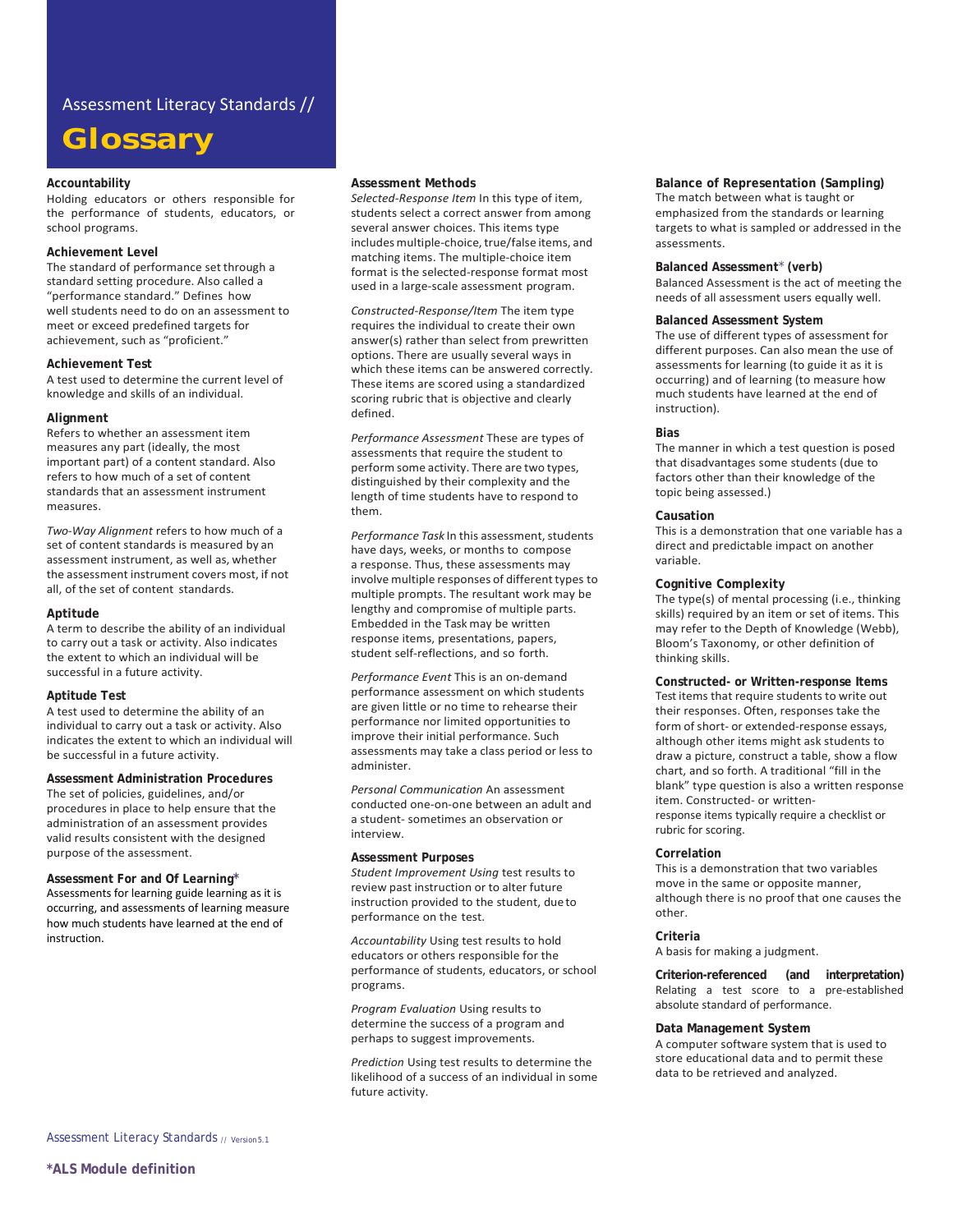Assessment Literacy Standards //

# Glossary

**Accountability**
Holding educators or others responsible for the performance of students, educators, or school programs.

**Achievement Level**
The standard of performance set through a standard setting procedure. Also called a "performance standard." Defines how well students need to do on an assessment to meet or exceed predefined targets for achievement, such as "proficient."

**Achievement Test**
A test used to determine the current level of knowledge and skills of an individual.

**Alignment**
Refers to whether an assessment item measures any part (ideally, the most important part) of a content standard. Also refers to how much of a set of content standards that an assessment instrument measures.

*Two-Way Alignment* refers to how much of a set of content standards is measured by an assessment instrument, as well as, whether the assessment instrument covers most, if not all, of the set of content standards.

**Aptitude**
A term to describe the ability of an individual to carry out a task or activity. Also indicates the extent to which an individual will be successful in a future activity.

**Aptitude Test**
A test used to determine the ability of an individual to carry out a task or activity. Also indicates the extent to which an individual will be successful in a future activity.

**Assessment Administration Procedures**
The set of policies, guidelines, and/or procedures in place to help ensure that the administration of an assessment provides valid results consistent with the designed purpose of the assessment.

**Assessment For and Of Learning***
Assessments for learning guide learning as it is occurring, and assessments of learning measure how much students have learned at the end of instruction.

**Assessment Methods**
*Selected-Response Item* In this type of item, students select a correct answer from among several answer choices. This items type includes multiple-choice, true/false items, and matching items. The multiple-choice item format is the selected-response format most used in a large-scale assessment program.

*Constructed-Response/Item* The item type requires the individual to create their own answer(s) rather than select from prewritten options. There are usually several ways in which these items can be answered correctly. These items are scored using a standardized scoring rubric that is objective and clearly defined.

*Performance Assessment* These are types of assessments that require the student to perform some activity. There are two types, distinguished by their complexity and the length of time students have to respond to them.

*Performance Task* In this assessment, students have days, weeks, or months to compose a response. Thus, these assessments may involve multiple responses of different types to multiple prompts. The resultant work may be lengthy and compromise of multiple parts. Embedded in the Task may be written response items, presentations, papers, student self-reflections, and so forth.

*Performance Event* This is an on-demand performance assessment on which students are given little or no time to rehearse their performance nor limited opportunities to improve their initial performance. Such assessments may take a class period or less to administer.

*Personal Communication* An assessment conducted one-on-one between an adult and a student- sometimes an observation or interview.

**Assessment Purposes**
*Student Improvement Using* test results to review past instruction or to alter future instruction provided to the student, due to performance on the test.

*Accountability* Using test results to hold educators or others responsible for the performance of students, educators, or school programs.

*Program Evaluation* Using results to determine the success of a program and perhaps to suggest improvements.

*Prediction* Using test results to determine the likelihood of a success of an individual in some future activity.

**Balance of Representation (Sampling)**
The match between what is taught or emphasized from the standards or learning targets to what is sampled or addressed in the assessments.

**Balanced Assessment* (verb)**
Balanced Assessment is the act of meeting the needs of all assessment users equally well.

**Balanced Assessment System**
The use of different types of assessment for different purposes. Can also mean the use of assessments for learning (to guide it as it is occurring) and of learning (to measure how much students have learned at the end of instruction).

**Bias**
The manner in which a test question is posed that disadvantages some students (due to factors other than their knowledge of the topic being assessed.)

**Causation**
This is a demonstration that one variable has a direct and predictable impact on another variable.

**Cognitive Complexity**
The type(s) of mental processing (i.e., thinking skills) required by an item or set of items. This may refer to the Depth of Knowledge (Webb), Bloom's Taxonomy, or other definition of thinking skills.

**Constructed- or Written-response Items**
Test items that require students to write out their responses. Often, responses take the form of short- or extended-response essays, although other items might ask students to draw a picture, construct a table, show a flow chart, and so forth. A traditional "fill in the blank" type question is also a written response item. Constructed- or written-response items typically require a checklist or rubric for scoring.

**Correlation**
This is a demonstration that two variables move in the same or opposite manner, although there is no proof that one causes the other.

**Criteria**
A basis for making a judgment.

**Criterion-referenced (and interpretation)**
Relating a test score to a pre-established absolute standard of performance.

**Data Management System**
A computer software system that is used to store educational data and to permit these data to be retrieved and analyzed.

**\*ALS Module definition**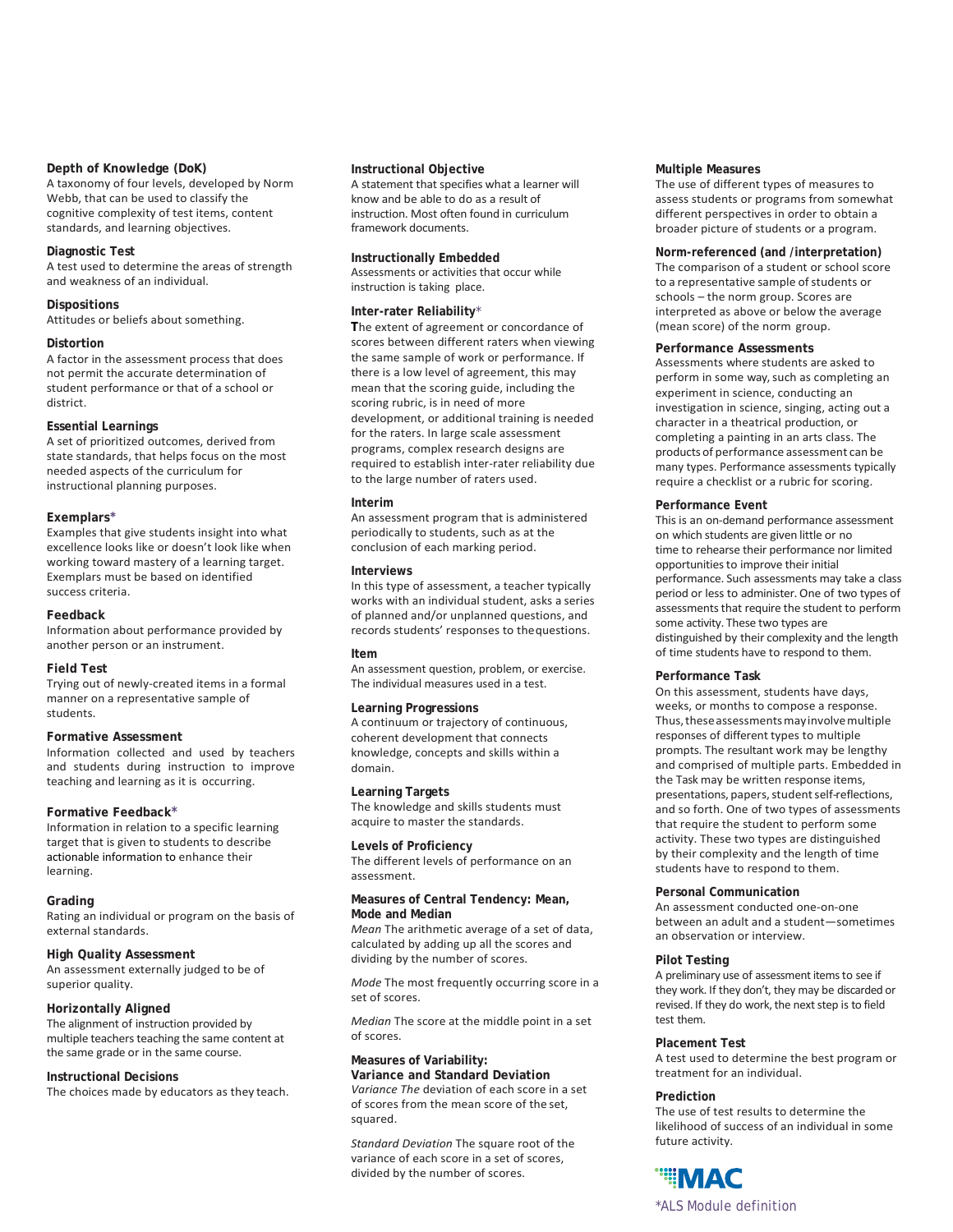**Depth of Knowledge (DoK)**
A taxonomy of four levels, developed by Norm Webb, that can be used to classify the cognitive complexity of test items, content standards, and learning objectives.

**Diagnostic Test**
A test used to determine the areas of strength and weakness of an individual.

**Dispositions**
Attitudes or beliefs about something.

**Distortion**
A factor in the assessment process that does not permit the accurate determination of student performance or that of a school or district.

**Essential Learnings**
A set of prioritized outcomes, derived from state standards, that helps focus on the most needed aspects of the curriculum for instructional planning purposes.

**Exemplars***
Examples that give students insight into what excellence looks like or doesn't look like when working toward mastery of a learning target. Exemplars must be based on identified success criteria.

**Feedback**
Information about performance provided by another person or an instrument.

**Field Test**
Trying out of newly-created items in a formal manner on a representative sample of students.

**Formative Assessment**
Information collected and used by teachers and students during instruction to improve teaching and learning as it is occurring.

**Formative Feedback***
Information in relation to a specific learning target that is given to students to describe actionable information to enhance their learning.

**Grading**
Rating an individual or program on the basis of external standards.

**High Quality Assessment**
An assessment externally judged to be of superior quality.

**Horizontally Aligned**
The alignment of instruction provided by multiple teachers teaching the same content at the same grade or in the same course.

**Instructional Decisions**
The choices made by educators as they teach.

**Instructional Objective**
A statement that specifies what a learner will know and be able to do as a result of instruction. Most often found in curriculum framework documents.

**Instructionally Embedded**
Assessments or activities that occur while instruction is taking place.

**Inter-rater Reliability***
The extent of agreement or concordance of scores between different raters when viewing the same sample of work or performance. If there is a low level of agreement, this may mean that the scoring guide, including the scoring rubric, is in need of more development, or additional training is needed for the raters. In large scale assessment programs, complex research designs are required to establish inter-rater reliability due to the large number of raters used.

**Interim**
An assessment program that is administered periodically to students, such as at the conclusion of each marking period.

**Interviews**
In this type of assessment, a teacher typically works with an individual student, asks a series of planned and/or unplanned questions, and records students' responses to the questions.

**Item**
An assessment question, problem, or exercise. The individual measures used in a test.

**Learning Progressions**
A continuum or trajectory of continuous, coherent development that connects knowledge, concepts and skills within a domain.

**Learning Targets**
The knowledge and skills students must acquire to master the standards.

**Levels of Proficiency**
The different levels of performance on an assessment.

**Measures of Central Tendency: Mean, Mode and Median**
*Mean* The arithmetic average of a set of data, calculated by adding up all the scores and dividing by the number of scores.

*Mode* The most frequently occurring score in a set of scores.

*Median* The score at the middle point in a set of scores.

**Measures of Variability: Variance and Standard Deviation**
*Variance The* deviation of each score in a set of scores from the mean score of the set, squared.

*Standard Deviation* The square root of the variance of each score in a set of scores, divided by the number of scores.

**Multiple Measures**
The use of different types of measures to assess students or programs from somewhat different perspectives in order to obtain a broader picture of students or a program.

**Norm-referenced (and /interpretation)**
The comparison of a student or school score to a representative sample of students or schools – the norm group. Scores are interpreted as above or below the average (mean score) of the norm group.

**Performance Assessments**
Assessments where students are asked to perform in some way, such as completing an experiment in science, conducting an investigation in science, singing, acting out a character in a theatrical production, or completing a painting in an arts class. The products of performance assessment can be many types. Performance assessments typically require a checklist or a rubric for scoring.

**Performance Event**
This is an on-demand performance assessment on which students are given little or no time to rehearse their performance nor limited opportunities to improve their initial performance. Such assessments may take a class period or less to administer. One of two types of assessments that require the student to perform some activity. These two types are distinguished by their complexity and the length of time students have to respond to them.

**Performance Task**
On this assessment, students have days, weeks, or months to compose a response. Thus, these assessments may involve multiple responses of different types to multiple prompts. The resultant work may be lengthy and comprised of multiple parts. Embedded in the Task may be written response items, presentations, papers, student self-reflections, and so forth. One of two types of assessments that require the student to perform some activity. These two types are distinguished by their complexity and the length of time students have to respond to them.

**Personal Communication**
An assessment conducted one-on-one between an adult and a student—sometimes an observation or interview.

**Pilot Testing**
A preliminary use of assessment items to see if they work. If they don't, they may be discarded or revised. If they do work, the next step is to field test them.

**Placement Test**
A test used to determine the best program or treatment for an individual.

**Prediction**
The use of test results to determine the likelihood of success of an individual in some future activity.

MAC

*ALS Module definition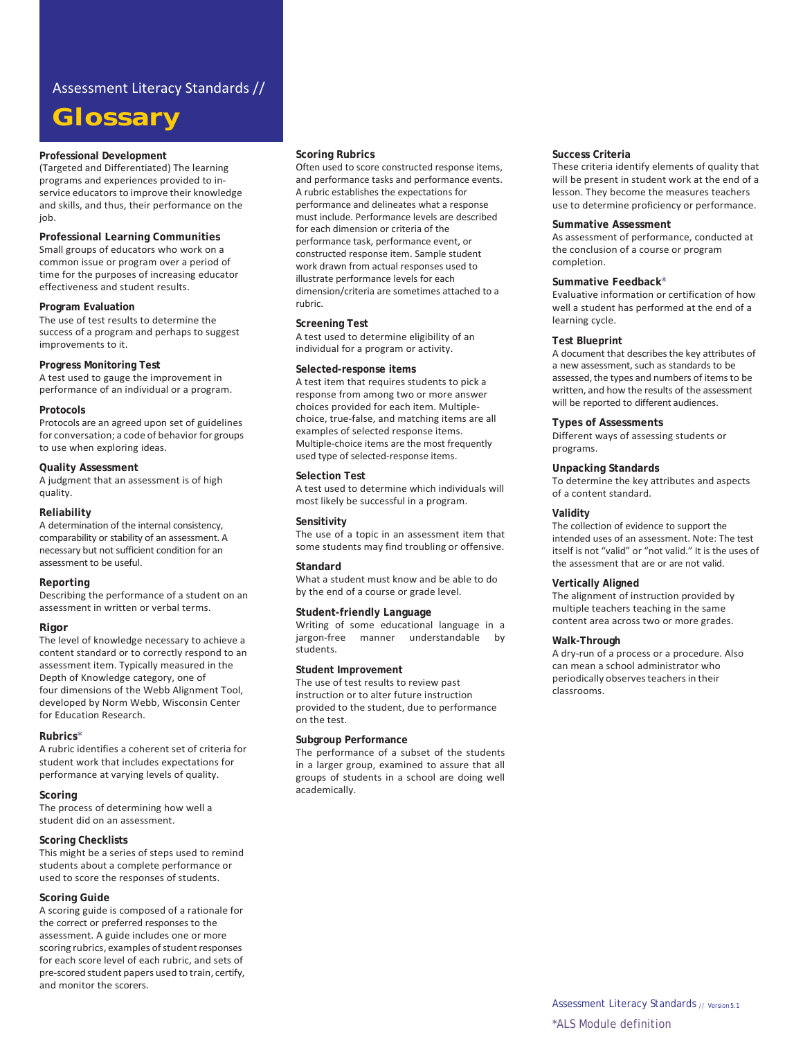Assessment Literacy Standards //

# Glossary

**Professional Development**
(Targeted and Differentiated) The learning programs and experiences provided to in-service educators to improve their knowledge and skills, and thus, their performance on the job.

**Professional Learning Communities**
Small groups of educators who work on a common issue or program over a period of time for the purposes of increasing educator effectiveness and student results.

**Program Evaluation**
The use of test results to determine the success of a program and perhaps to suggest improvements to it.

**Progress Monitoring Test**
A test used to gauge the improvement in performance of an individual or a program.

**Protocols**
Protocols are an agreed upon set of guidelines for conversation; a code of behavior for groups to use when exploring ideas.

**Quality Assessment**
A judgment that an assessment is of high quality.

**Reliability**
A determination of the internal consistency, comparability or stability of an assessment. A necessary but not sufficient condition for an assessment to be useful.

**Reporting**
Describing the performance of a student on an assessment in written or verbal terms.

**Rigor**
The level of knowledge necessary to achieve a content standard or to correctly respond to an assessment item. Typically measured in the Depth of Knowledge category, one of four dimensions of the Webb Alignment Tool, developed by Norm Webb, Wisconsin Center for Education Research.

**Rubrics***
A rubric identifies a coherent set of criteria for student work that includes expectations for performance at varying levels of quality.

**Scoring**
The process of determining how well a student did on an assessment.

**Scoring Checklists**
This might be a series of steps used to remind students about a complete performance or used to score the responses of students.

**Scoring Guide**
A scoring guide is composed of a rationale for the correct or preferred responses to the assessment. A guide includes one or more scoring rubrics, examples of student responses for each score level of each rubric, and sets of pre-scored student papers used to train, certify, and monitor the scorers.

**Scoring Rubrics**
Often used to score constructed response items, and performance tasks and performance events. A rubric establishes the expectations for performance and delineates what a response must include. Performance levels are described for each dimension or criteria of the performance task, performance event, or constructed response item. Sample student work drawn from actual responses used to illustrate performance levels for each dimension/criteria are sometimes attached to a rubric.

**Screening Test**
A test used to determine eligibility of an individual for a program or activity.

**Selected-response items**
A test item that requires students to pick a response from among two or more answer choices provided for each item. Multiple-choice, true-false, and matching items are all examples of selected response items. Multiple-choice items are the most frequently used type of selected-response items.

**Selection Test**
A test used to determine which individuals will most likely be successful in a program.

**Sensitivity**
The use of a topic in an assessment item that some students may find troubling or offensive.

**Standard**
What a student must know and be able to do by the end of a course or grade level.

**Student-friendly Language**
Writing of some educational language in a jargon-free manner understandable by students.

**Student Improvement**
The use of test results to review past instruction or to alter future instruction provided to the student, due to performance on the test.

**Subgroup Performance**
The performance of a subset of the students in a larger group, examined to assure that all groups of students in a school are doing well academically.

**Success Criteria**
These criteria identify elements of quality that will be present in student work at the end of a lesson. They become the measures teachers use to determine proficiency or performance.

**Summative Assessment**
As assessment of performance, conducted at the conclusion of a course or program completion.

**Summative Feedback***
Evaluative information or certification of how well a student has performed at the end of a learning cycle.

**Test Blueprint**
A document that describes the key attributes of a new assessment, such as standards to be assessed, the types and numbers of items to be written, and how the results of the assessment will be reported to different audiences.

**Types of Assessments**
Different ways of assessing students or programs.

**Unpacking Standards**
To determine the key attributes and aspects of a content standard.

**Validity**
The collection of evidence to support the intended uses of an assessment. Note: The test itself is not "valid" or "not valid." It is the uses of the assessment that are or are not valid.

**Vertically Aligned**
The alignment of instruction provided by multiple teachers teaching in the same content area across two or more grades.

**Walk-Through**
A dry-run of a process or a procedure. Also can mean a school administrator who periodically observes teachers in their classrooms.

*ALS Module definition